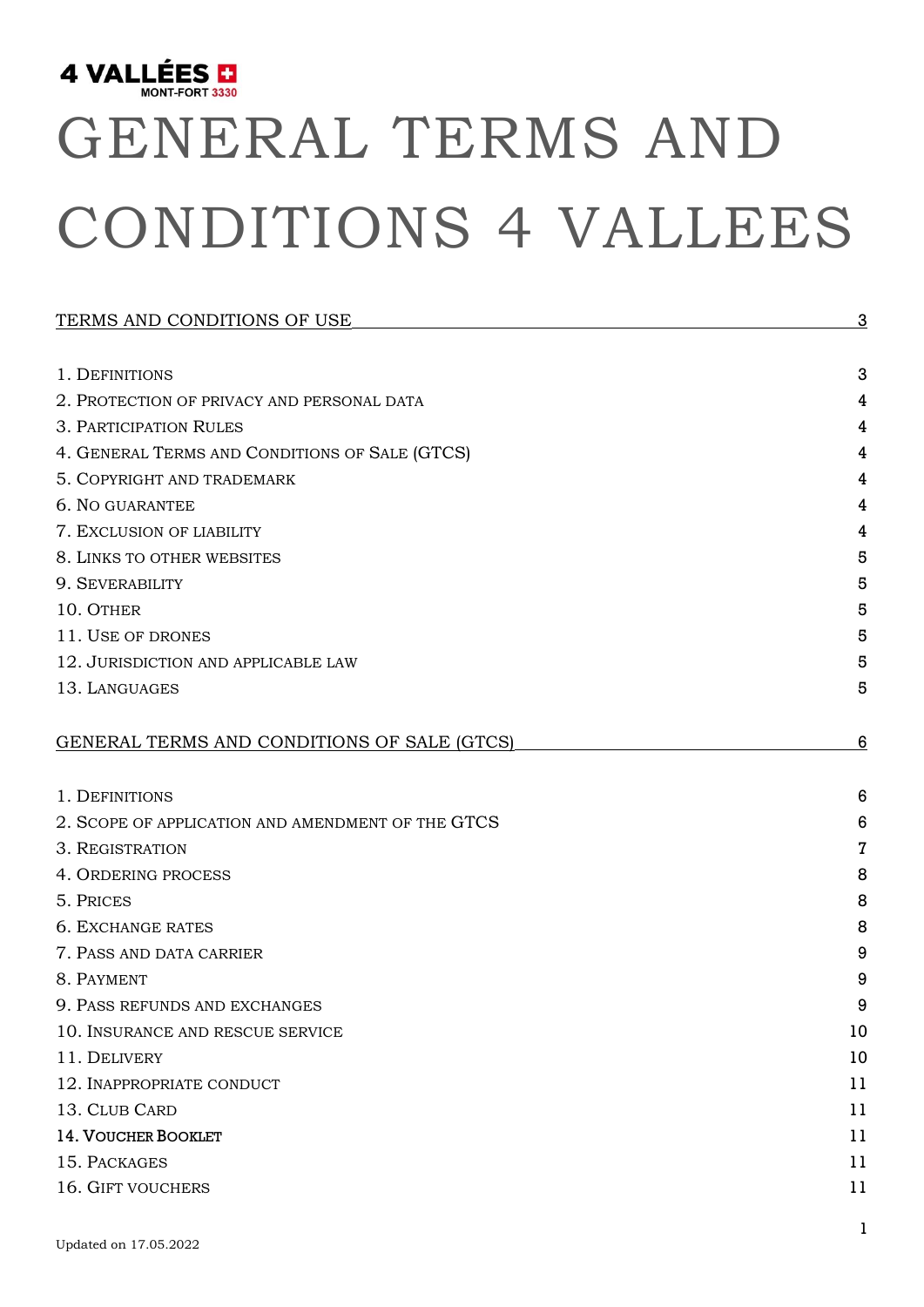4 VALLÉES MONT-FORT 3330

# GENERAL TERMS AND CONDITIONS 4 VALLEES

| | |
|---|---|
| TERMS AND CONDITIONS OF USE | 3 |
| 1. Definitions | 3 |
| 2. Protection of privacy and personal data | 4 |
| 3. Participation Rules | 4 |
| 4. General Terms and Conditions of Sale (GTCS) | 4 |
| 5. Copyright and trademark | 4 |
| 6. No guarantee | 4 |
| 7. Exclusion of liability | 4 |
| 8. Links to other websites | 5 |
| 9. Severability | 5 |
| 10. Other | 5 |
| 11. Use of drones | 5 |
| 12. Jurisdiction and applicable law | 5 |
| 13. Languages | 5 |
| GENERAL TERMS AND CONDITIONS OF SALE (GTCS) | 6 |
| 1. Definitions | 6 |
| 2. Scope of application and amendment of the GTCS | 6 |
| 3. Registration | 7 |
| 4. Ordering process | 8 |
| 5. Prices | 8 |
| 6. Exchange rates | 8 |
| 7. Pass and data carrier | 9 |
| 8. Payment | 9 |
| 9. Pass refunds and exchanges | 9 |
| 10. Insurance and rescue service | 10 |
| 11. Delivery | 10 |
| 12. Inappropriate conduct | 11 |
| 13. Club Card | 11 |
| 14. Voucher Booklet | 11 |
| 15. Packages | 11 |
| 16. Gift vouchers | 11 |

Updated on 17.05.2022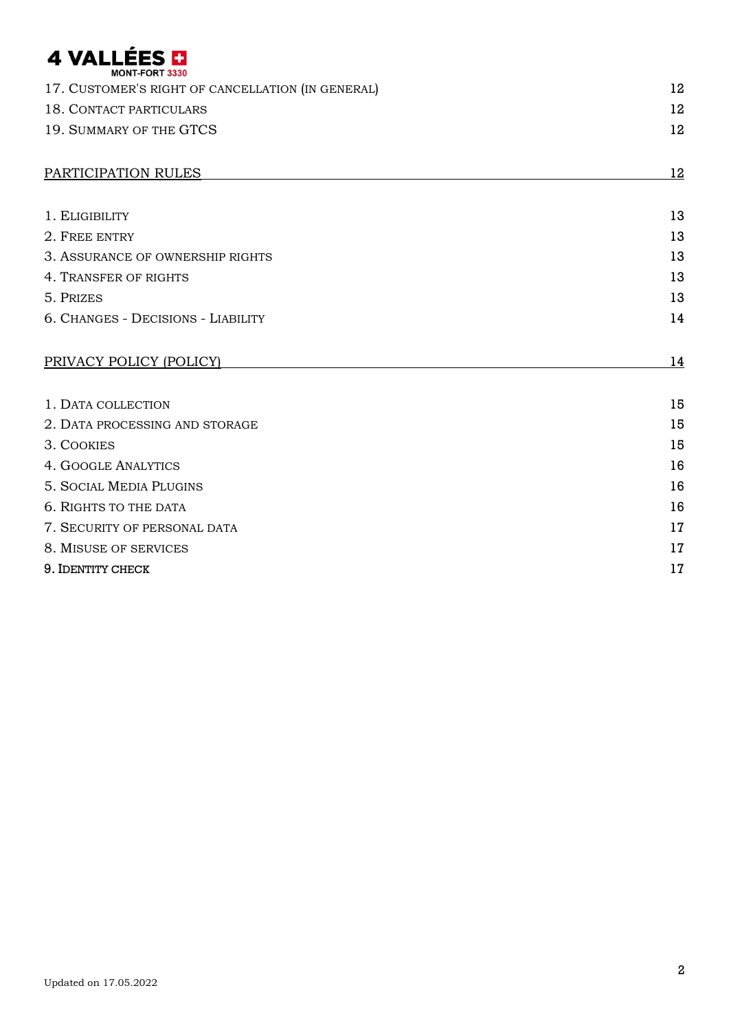17. Customer's right of cancellation (in general) 12
18. Contact particulars 12
19. Summary of the GTCS 12

PARTICIPATION RULES 12

1. Eligibility 13
2. Free entry 13
3. Assurance of ownership rights 13
4. Transfer of rights 13
5. Prizes 13
6. Changes - Decisions - Liability 14

PRIVACY POLICY (POLICY) 14

1. Data collection 15
2. Data processing and storage 15
3. Cookies 15
4. Google Analytics 16
5. Social Media Plugins 16
6. Rights to the data 16
7. Security of personal data 17
8. Misuse of services 17
9. Identity check 17

Updated on 17.05.2022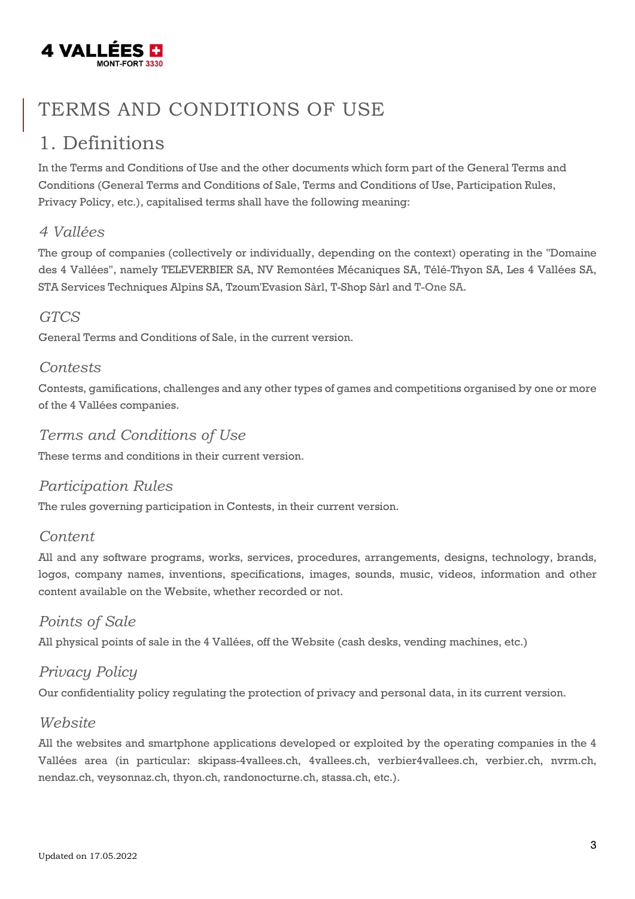# TERMS AND CONDITIONS OF USE

## 1. Definitions

In the Terms and Conditions of Use and the other documents which form part of the General Terms and Conditions (General Terms and Conditions of Sale, Terms and Conditions of Use, Participation Rules, Privacy Policy, etc.), capitalised terms shall have the following meaning:

### *4 Vallées*

The group of companies (collectively or individually, depending on the context) operating in the "Domaine des 4 Vallées", namely TELEVERBIER SA, NV Remontées Mécaniques SA, Télé-Thyon SA, Les 4 Vallées SA, STA Services Techniques Alpins SA, Tzoum'Evasion Sàrl, T-Shop Sàrl and T-One SA.

### *GTCS*

General Terms and Conditions of Sale, in the current version.

### *Contests*

Contests, gamifications, challenges and any other types of games and competitions organised by one or more of the 4 Vallées companies.

### *Terms and Conditions of Use*

These terms and conditions in their current version.

### *Participation Rules*

The rules governing participation in Contests, in their current version.

### *Content*

All and any software programs, works, services, procedures, arrangements, designs, technology, brands, logos, company names, inventions, specifications, images, sounds, music, videos, information and other content available on the Website, whether recorded or not.

### *Points of Sale*

All physical points of sale in the 4 Vallées, off the Website (cash desks, vending machines, etc.)

### *Privacy Policy*

Our confidentiality policy regulating the protection of privacy and personal data, in its current version.

### *Website*

All the websites and smartphone applications developed or exploited by the operating companies in the 4 Vallées area (in particular: skipass-4vallees.ch, 4vallees.ch, verbier4vallees.ch, verbier.ch, nvrm.ch, nendaz.ch, veysonnaz.ch, thyon.ch, randonocturne.ch, stassa.ch, etc.).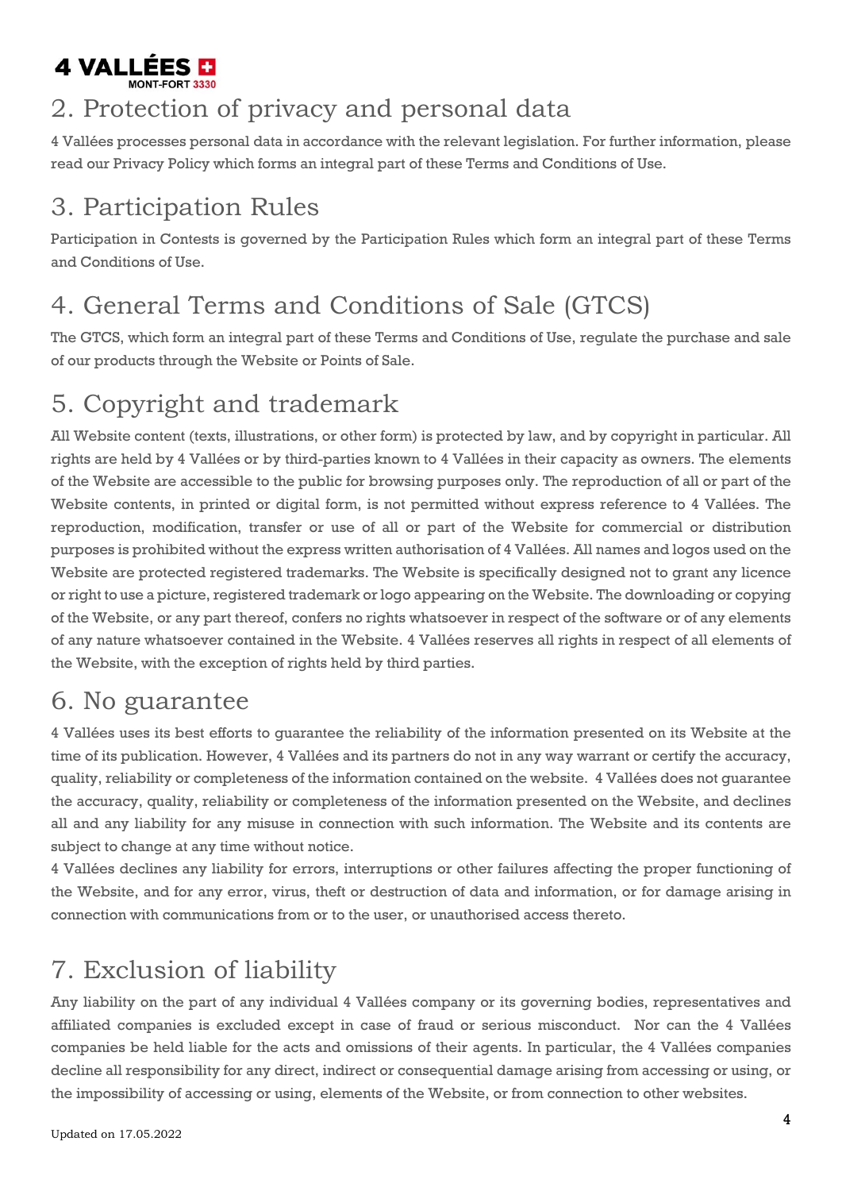## 2. Protection of privacy and personal data

4 Vallées processes personal data in accordance with the relevant legislation. For further information, please read our Privacy Policy which forms an integral part of these Terms and Conditions of Use.

## 3. Participation Rules

Participation in Contests is governed by the Participation Rules which form an integral part of these Terms and Conditions of Use.

## 4. General Terms and Conditions of Sale (GTCS)

The GTCS, which form an integral part of these Terms and Conditions of Use, regulate the purchase and sale of our products through the Website or Points of Sale.

## 5. Copyright and trademark

All Website content (texts, illustrations, or other form) is protected by law, and by copyright in particular. All rights are held by 4 Vallées or by third-parties known to 4 Vallées in their capacity as owners. The elements of the Website are accessible to the public for browsing purposes only. The reproduction of all or part of the Website contents, in printed or digital form, is not permitted without express reference to 4 Vallées. The reproduction, modification, transfer or use of all or part of the Website for commercial or distribution purposes is prohibited without the express written authorisation of 4 Vallées. All names and logos used on the Website are protected registered trademarks. The Website is specifically designed not to grant any licence or right to use a picture, registered trademark or logo appearing on the Website. The downloading or copying of the Website, or any part thereof, confers no rights whatsoever in respect of the software or of any elements of any nature whatsoever contained in the Website. 4 Vallées reserves all rights in respect of all elements of the Website, with the exception of rights held by third parties.

## 6. No guarantee

4 Vallées uses its best efforts to guarantee the reliability of the information presented on its Website at the time of its publication. However, 4 Vallées and its partners do not in any way warrant or certify the accuracy, quality, reliability or completeness of the information contained on the website. 4 Vallées does not guarantee the accuracy, quality, reliability or completeness of the information presented on the Website, and declines all and any liability for any misuse in connection with such information. The Website and its contents are subject to change at any time without notice.

4 Vallées declines any liability for errors, interruptions or other failures affecting the proper functioning of the Website, and for any error, virus, theft or destruction of data and information, or for damage arising in connection with communications from or to the user, or unauthorised access thereto.

## 7. Exclusion of liability

Any liability on the part of any individual 4 Vallées company or its governing bodies, representatives and affiliated companies is excluded except in case of fraud or serious misconduct. Nor can the 4 Vallées companies be held liable for the acts and omissions of their agents. In particular, the 4 Vallées companies decline all responsibility for any direct, indirect or consequential damage arising from accessing or using, or the impossibility of accessing or using, elements of the Website, or from connection to other websites.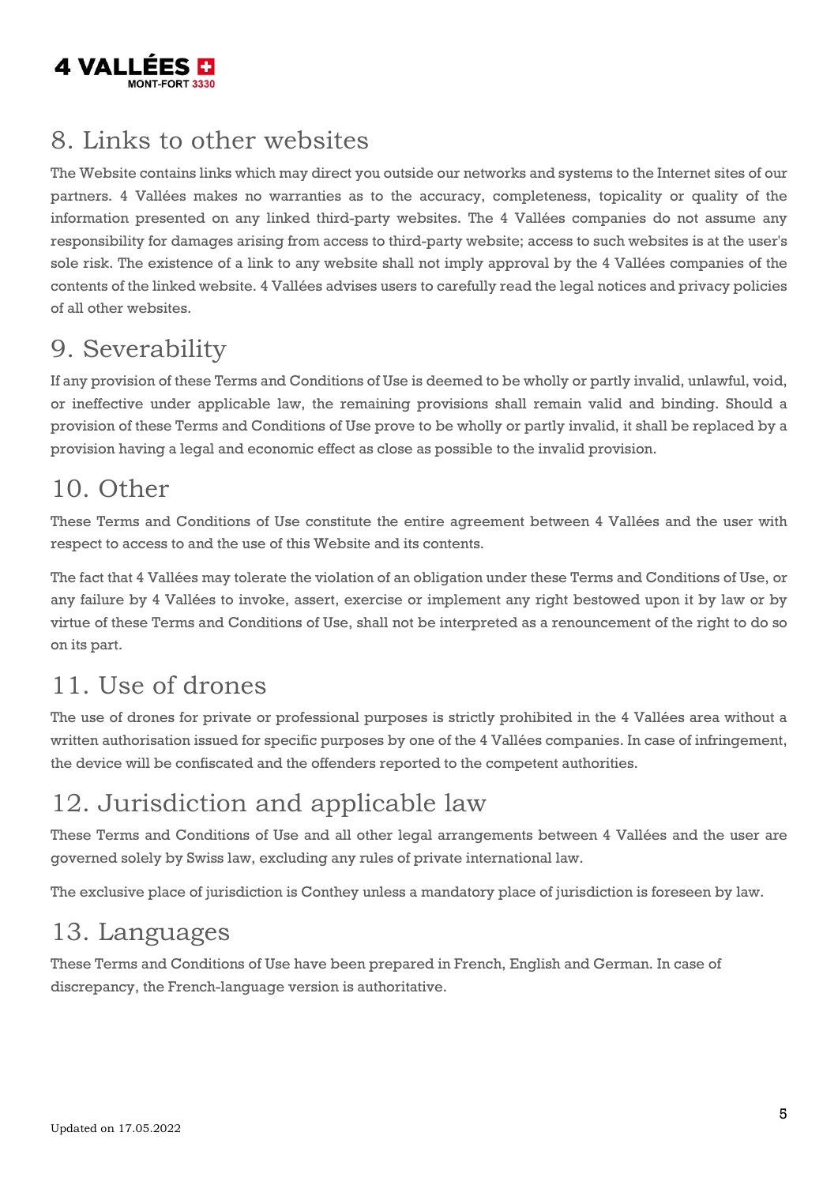## 8. Links to other websites

The Website contains links which may direct you outside our networks and systems to the Internet sites of our partners. 4 Vallées makes no warranties as to the accuracy, completeness, topicality or quality of the information presented on any linked third-party websites. The 4 Vallées companies do not assume any responsibility for damages arising from access to third-party website; access to such websites is at the user's sole risk. The existence of a link to any website shall not imply approval by the 4 Vallées companies of the contents of the linked website. 4 Vallées advises users to carefully read the legal notices and privacy policies of all other websites.

## 9. Severability

If any provision of these Terms and Conditions of Use is deemed to be wholly or partly invalid, unlawful, void, or ineffective under applicable law, the remaining provisions shall remain valid and binding. Should a provision of these Terms and Conditions of Use prove to be wholly or partly invalid, it shall be replaced by a provision having a legal and economic effect as close as possible to the invalid provision.

## 10. Other

These Terms and Conditions of Use constitute the entire agreement between 4 Vallées and the user with respect to access to and the use of this Website and its contents.

The fact that 4 Vallées may tolerate the violation of an obligation under these Terms and Conditions of Use, or any failure by 4 Vallées to invoke, assert, exercise or implement any right bestowed upon it by law or by virtue of these Terms and Conditions of Use, shall not be interpreted as a renouncement of the right to do so on its part.

## 11. Use of drones

The use of drones for private or professional purposes is strictly prohibited in the 4 Vallées area without a written authorisation issued for specific purposes by one of the 4 Vallées companies. In case of infringement, the device will be confiscated and the offenders reported to the competent authorities.

## 12. Jurisdiction and applicable law

These Terms and Conditions of Use and all other legal arrangements between 4 Vallées and the user are governed solely by Swiss law, excluding any rules of private international law.

The exclusive place of jurisdiction is Conthey unless a mandatory place of jurisdiction is foreseen by law.

## 13. Languages

These Terms and Conditions of Use have been prepared in French, English and German. In case of discrepancy, the French-language version is authoritative.

Updated on 17.05.2022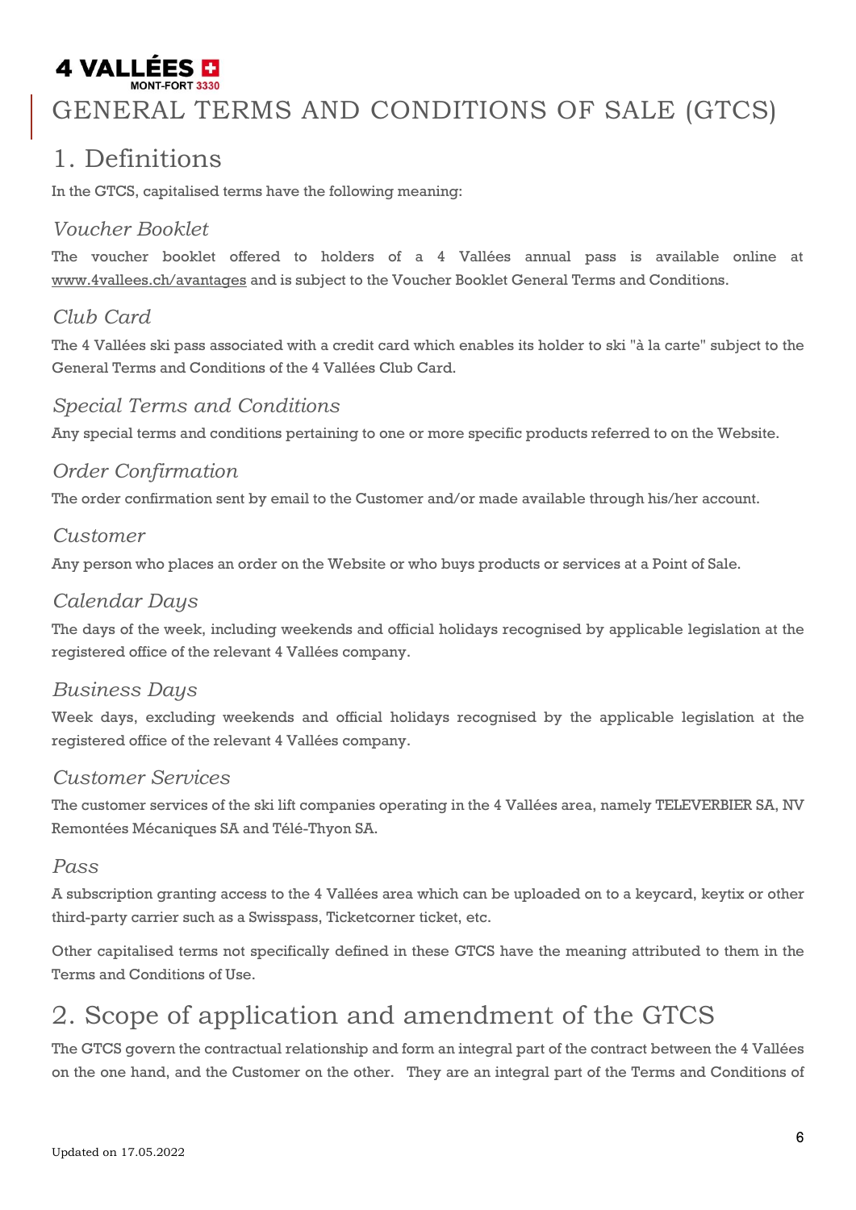# GENERAL TERMS AND CONDITIONS OF SALE (GTCS)

## 1. Definitions

In the GTCS, capitalised terms have the following meaning:

### *Voucher Booklet*

The voucher booklet offered to holders of a 4 Vallées annual pass is available online at www.4vallees.ch/avantages and is subject to the Voucher Booklet General Terms and Conditions.

### *Club Card*

The 4 Vallées ski pass associated with a credit card which enables its holder to ski "à la carte" subject to the General Terms and Conditions of the 4 Vallées Club Card.

### *Special Terms and Conditions*

Any special terms and conditions pertaining to one or more specific products referred to on the Website.

### *Order Confirmation*

The order confirmation sent by email to the Customer and/or made available through his/her account.

### *Customer*

Any person who places an order on the Website or who buys products or services at a Point of Sale.

### *Calendar Days*

The days of the week, including weekends and official holidays recognised by applicable legislation at the registered office of the relevant 4 Vallées company.

### *Business Days*

Week days, excluding weekends and official holidays recognised by the applicable legislation at the registered office of the relevant 4 Vallées company.

### *Customer Services*

The customer services of the ski lift companies operating in the 4 Vallées area, namely TELEVERBIER SA, NV Remontées Mécaniques SA and Télé-Thyon SA.

### *Pass*

A subscription granting access to the 4 Vallées area which can be uploaded on to a keycard, keytix or other third-party carrier such as a Swisspass, Ticketcorner ticket, etc.

Other capitalised terms not specifically defined in these GTCS have the meaning attributed to them in the Terms and Conditions of Use.

## 2. Scope of application and amendment of the GTCS

The GTCS govern the contractual relationship and form an integral part of the contract between the 4 Vallées on the one hand, and the Customer on the other. They are an integral part of the Terms and Conditions of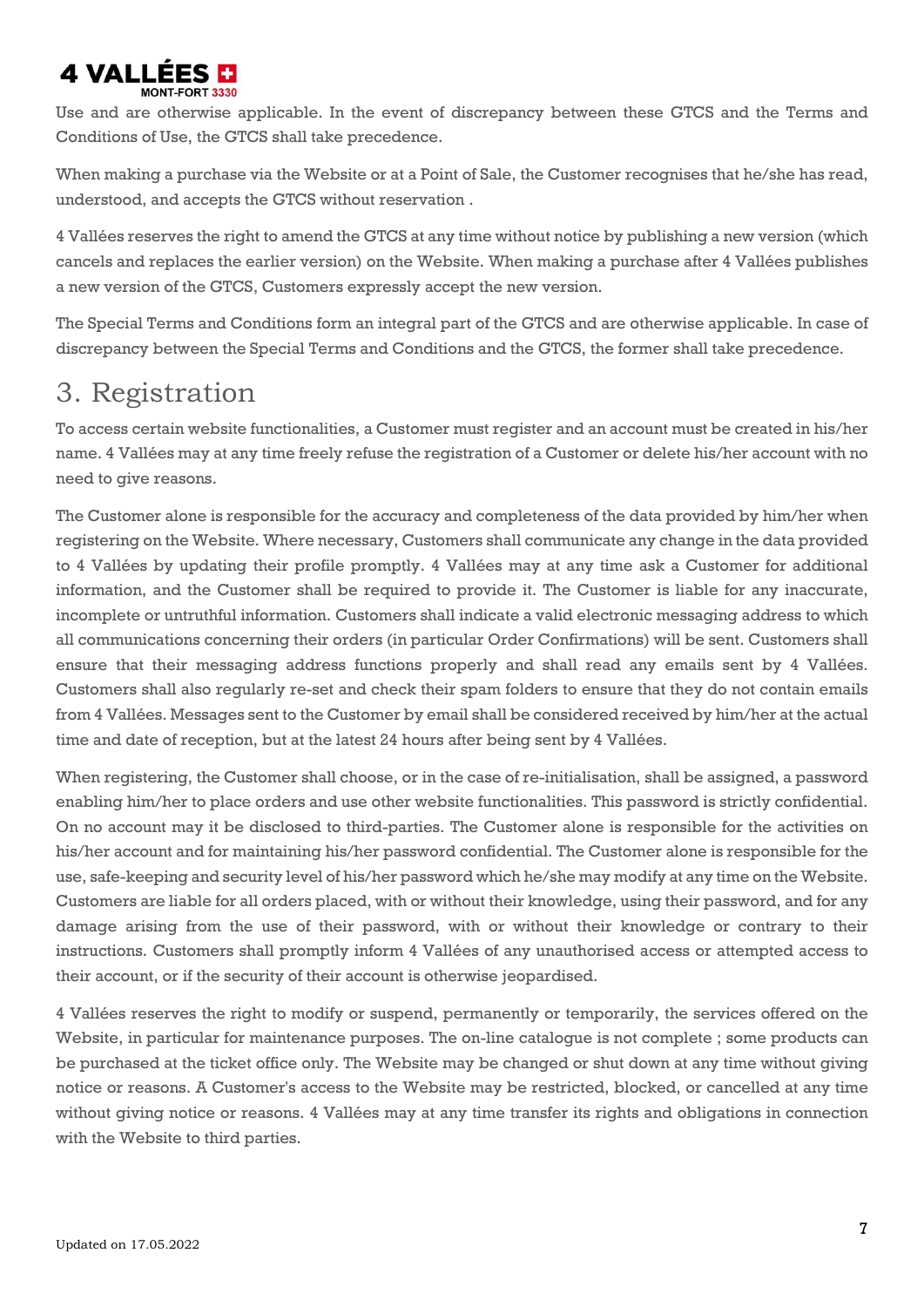Use and are otherwise applicable. In the event of discrepancy between these GTCS and the Terms and Conditions of Use, the GTCS shall take precedence.

When making a purchase via the Website or at a Point of Sale, the Customer recognises that he/she has read, understood, and accepts the GTCS without reservation .

4 Vallées reserves the right to amend the GTCS at any time without notice by publishing a new version (which cancels and replaces the earlier version) on the Website. When making a purchase after 4 Vallées publishes a new version of the GTCS, Customers expressly accept the new version.

The Special Terms and Conditions form an integral part of the GTCS and are otherwise applicable. In case of discrepancy between the Special Terms and Conditions and the GTCS, the former shall take precedence.

# 3. Registration

To access certain website functionalities, a Customer must register and an account must be created in his/her name. 4 Vallées may at any time freely refuse the registration of a Customer or delete his/her account with no need to give reasons.

The Customer alone is responsible for the accuracy and completeness of the data provided by him/her when registering on the Website. Where necessary, Customers shall communicate any change in the data provided to 4 Vallées by updating their profile promptly. 4 Vallées may at any time ask a Customer for additional information, and the Customer shall be required to provide it. The Customer is liable for any inaccurate, incomplete or untruthful information. Customers shall indicate a valid electronic messaging address to which all communications concerning their orders (in particular Order Confirmations) will be sent. Customers shall ensure that their messaging address functions properly and shall read any emails sent by 4 Vallées. Customers shall also regularly re-set and check their spam folders to ensure that they do not contain emails from 4 Vallées. Messages sent to the Customer by email shall be considered received by him/her at the actual time and date of reception, but at the latest 24 hours after being sent by 4 Vallées.

When registering, the Customer shall choose, or in the case of re-initialisation, shall be assigned, a password enabling him/her to place orders and use other website functionalities. This password is strictly confidential. On no account may it be disclosed to third-parties. The Customer alone is responsible for the activities on his/her account and for maintaining his/her password confidential. The Customer alone is responsible for the use, safe-keeping and security level of his/her password which he/she may modify at any time on the Website. Customers are liable for all orders placed, with or without their knowledge, using their password, and for any damage arising from the use of their password, with or without their knowledge or contrary to their instructions. Customers shall promptly inform 4 Vallées of any unauthorised access or attempted access to their account, or if the security of their account is otherwise jeopardised.

4 Vallées reserves the right to modify or suspend, permanently or temporarily, the services offered on the Website, in particular for maintenance purposes. The on-line catalogue is not complete ; some products can be purchased at the ticket office only. The Website may be changed or shut down at any time without giving notice or reasons. A Customer's access to the Website may be restricted, blocked, or cancelled at any time without giving notice or reasons. 4 Vallées may at any time transfer its rights and obligations in connection with the Website to third parties.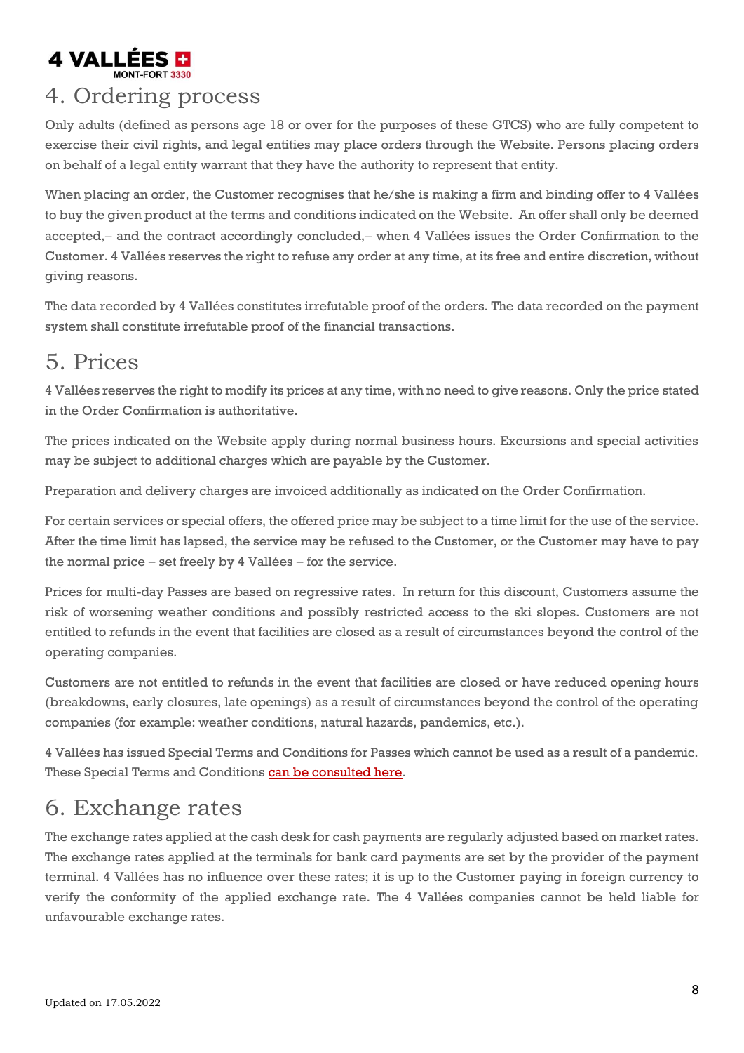# 4. Ordering process

Only adults (defined as persons age 18 or over for the purposes of these GTCS) who are fully competent to exercise their civil rights, and legal entities may place orders through the Website. Persons placing orders on behalf of a legal entity warrant that they have the authority to represent that entity.

When placing an order, the Customer recognises that he/she is making a firm and binding offer to 4 Vallées to buy the given product at the terms and conditions indicated on the Website. An offer shall only be deemed accepted,– and the contract accordingly concluded,– when 4 Vallées issues the Order Confirmation to the Customer. 4 Vallées reserves the right to refuse any order at any time, at its free and entire discretion, without giving reasons.

The data recorded by 4 Vallées constitutes irrefutable proof of the orders. The data recorded on the payment system shall constitute irrefutable proof of the financial transactions.

# 5. Prices

4 Vallées reserves the right to modify its prices at any time, with no need to give reasons. Only the price stated in the Order Confirmation is authoritative.

The prices indicated on the Website apply during normal business hours. Excursions and special activities may be subject to additional charges which are payable by the Customer.

Preparation and delivery charges are invoiced additionally as indicated on the Order Confirmation.

For certain services or special offers, the offered price may be subject to a time limit for the use of the service. After the time limit has lapsed, the service may be refused to the Customer, or the Customer may have to pay the normal price – set freely by 4 Vallées – for the service.

Prices for multi-day Passes are based on regressive rates. In return for this discount, Customers assume the risk of worsening weather conditions and possibly restricted access to the ski slopes. Customers are not entitled to refunds in the event that facilities are closed as a result of circumstances beyond the control of the operating companies.

Customers are not entitled to refunds in the event that facilities are closed or have reduced opening hours (breakdowns, early closures, late openings) as a result of circumstances beyond the control of the operating companies (for example: weather conditions, natural hazards, pandemics, etc.).

4 Vallées has issued Special Terms and Conditions for Passes which cannot be used as a result of a pandemic. These Special Terms and Conditions can be consulted here.

# 6. Exchange rates

The exchange rates applied at the cash desk for cash payments are regularly adjusted based on market rates. The exchange rates applied at the terminals for bank card payments are set by the provider of the payment terminal. 4 Vallées has no influence over these rates; it is up to the Customer paying in foreign currency to verify the conformity of the applied exchange rate. The 4 Vallées companies cannot be held liable for unfavourable exchange rates.

Updated on 17.05.2022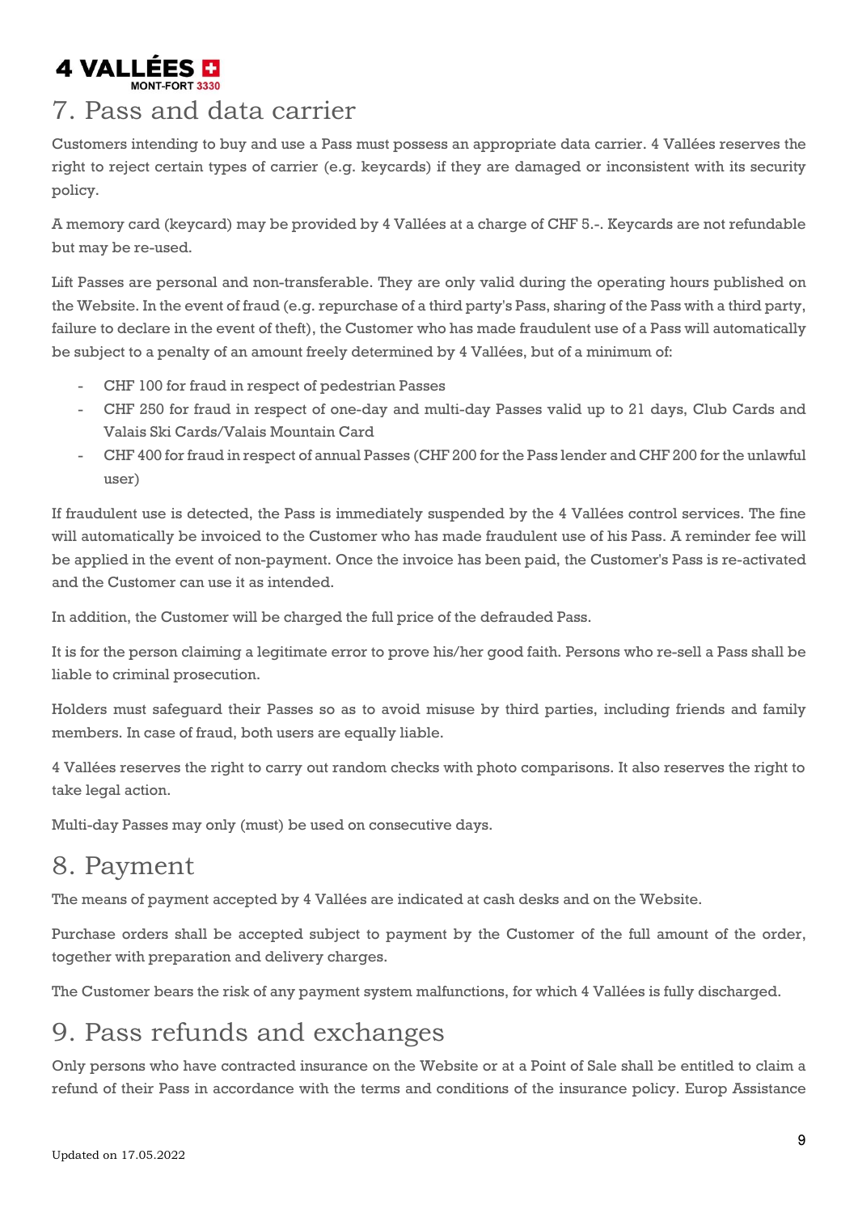## 7. Pass and data carrier

Customers intending to buy and use a Pass must possess an appropriate data carrier. 4 Vallées reserves the right to reject certain types of carrier (e.g. keycards) if they are damaged or inconsistent with its security policy.

A memory card (keycard) may be provided by 4 Vallées at a charge of CHF 5.-. Keycards are not refundable but may be re-used.

Lift Passes are personal and non-transferable. They are only valid during the operating hours published on the Website. In the event of fraud (e.g. repurchase of a third party's Pass, sharing of the Pass with a third party, failure to declare in the event of theft), the Customer who has made fraudulent use of a Pass will automatically be subject to a penalty of an amount freely determined by 4 Vallées, but of a minimum of:

- CHF 100 for fraud in respect of pedestrian Passes
- CHF 250 for fraud in respect of one-day and multi-day Passes valid up to 21 days, Club Cards and Valais Ski Cards/Valais Mountain Card
- CHF 400 for fraud in respect of annual Passes (CHF 200 for the Pass lender and CHF 200 for the unlawful user)

If fraudulent use is detected, the Pass is immediately suspended by the 4 Vallées control services. The fine will automatically be invoiced to the Customer who has made fraudulent use of his Pass. A reminder fee will be applied in the event of non-payment. Once the invoice has been paid, the Customer's Pass is re-activated and the Customer can use it as intended.

In addition, the Customer will be charged the full price of the defrauded Pass.

It is for the person claiming a legitimate error to prove his/her good faith. Persons who re-sell a Pass shall be liable to criminal prosecution.

Holders must safeguard their Passes so as to avoid misuse by third parties, including friends and family members. In case of fraud, both users are equally liable.

4 Vallées reserves the right to carry out random checks with photo comparisons. It also reserves the right to take legal action.

Multi-day Passes may only (must) be used on consecutive days.

## 8. Payment

The means of payment accepted by 4 Vallées are indicated at cash desks and on the Website.

Purchase orders shall be accepted subject to payment by the Customer of the full amount of the order, together with preparation and delivery charges.

The Customer bears the risk of any payment system malfunctions, for which 4 Vallées is fully discharged.

## 9. Pass refunds and exchanges

Only persons who have contracted insurance on the Website or at a Point of Sale shall be entitled to claim a refund of their Pass in accordance with the terms and conditions of the insurance policy. Europ Assistance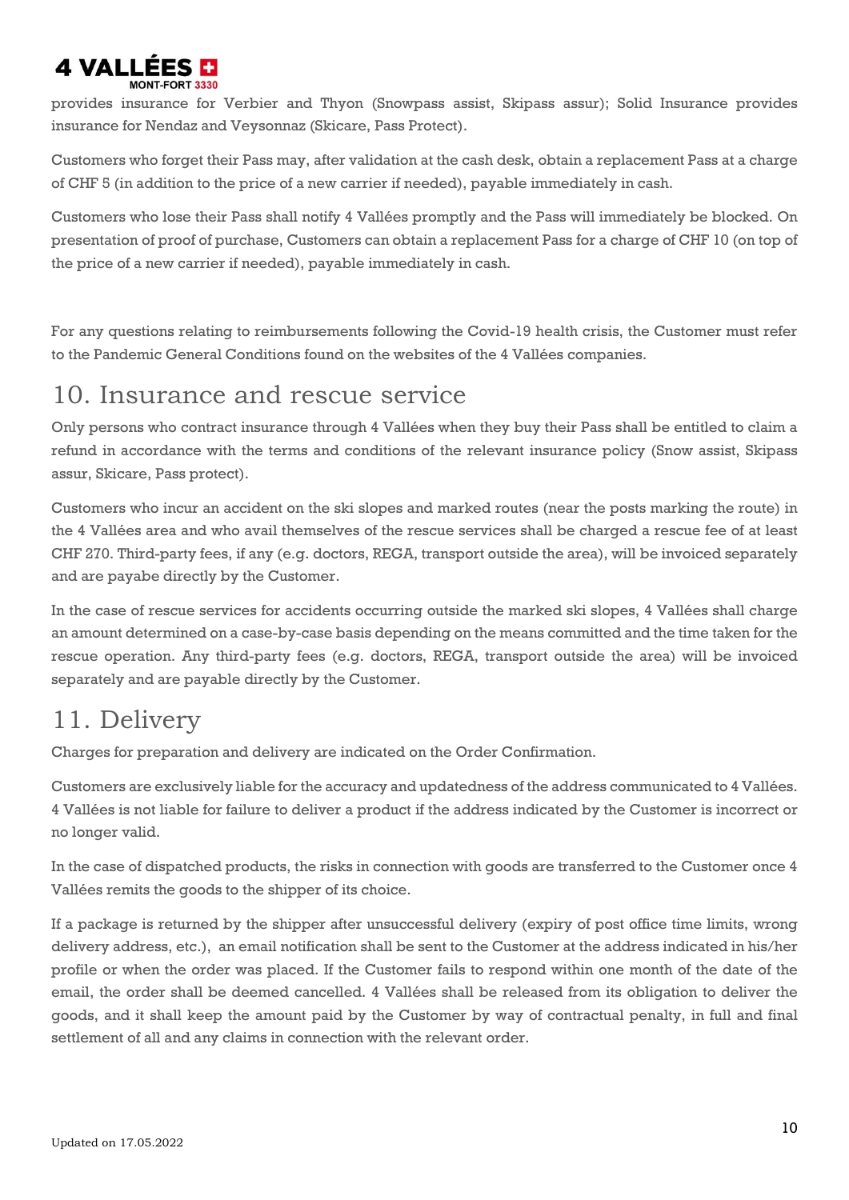provides insurance for Verbier and Thyon (Snowpass assist, Skipass assur); Solid Insurance provides insurance for Nendaz and Veysonnaz (Skicare, Pass Protect).

Customers who forget their Pass may, after validation at the cash desk, obtain a replacement Pass at a charge of CHF 5 (in addition to the price of a new carrier if needed), payable immediately in cash.

Customers who lose their Pass shall notify 4 Vallées promptly and the Pass will immediately be blocked. On presentation of proof of purchase, Customers can obtain a replacement Pass for a charge of CHF 10 (on top of the price of a new carrier if needed), payable immediately in cash.

For any questions relating to reimbursements following the Covid-19 health crisis, the Customer must refer to the Pandemic General Conditions found on the websites of the 4 Vallées companies.

# 10. Insurance and rescue service

Only persons who contract insurance through 4 Vallées when they buy their Pass shall be entitled to claim a refund in accordance with the terms and conditions of the relevant insurance policy (Snow assist, Skipass assur, Skicare, Pass protect).

Customers who incur an accident on the ski slopes and marked routes (near the posts marking the route) in the 4 Vallées area and who avail themselves of the rescue services shall be charged a rescue fee of at least CHF 270. Third-party fees, if any (e.g. doctors, REGA, transport outside the area), will be invoiced separately and are payabe directly by the Customer.

In the case of rescue services for accidents occurring outside the marked ski slopes, 4 Vallées shall charge an amount determined on a case-by-case basis depending on the means committed and the time taken for the rescue operation. Any third-party fees (e.g. doctors, REGA, transport outside the area) will be invoiced separately and are payable directly by the Customer.

# 11. Delivery

Charges for preparation and delivery are indicated on the Order Confirmation.

Customers are exclusively liable for the accuracy and updatedness of the address communicated to 4 Vallées. 4 Vallées is not liable for failure to deliver a product if the address indicated by the Customer is incorrect or no longer valid.

In the case of dispatched products, the risks in connection with goods are transferred to the Customer once 4 Vallées remits the goods to the shipper of its choice.

If a package is returned by the shipper after unsuccessful delivery (expiry of post office time limits, wrong delivery address, etc.), an email notification shall be sent to the Customer at the address indicated in his/her profile or when the order was placed. If the Customer fails to respond within one month of the date of the email, the order shall be deemed cancelled. 4 Vallées shall be released from its obligation to deliver the goods, and it shall keep the amount paid by the Customer by way of contractual penalty, in full and final settlement of all and any claims in connection with the relevant order.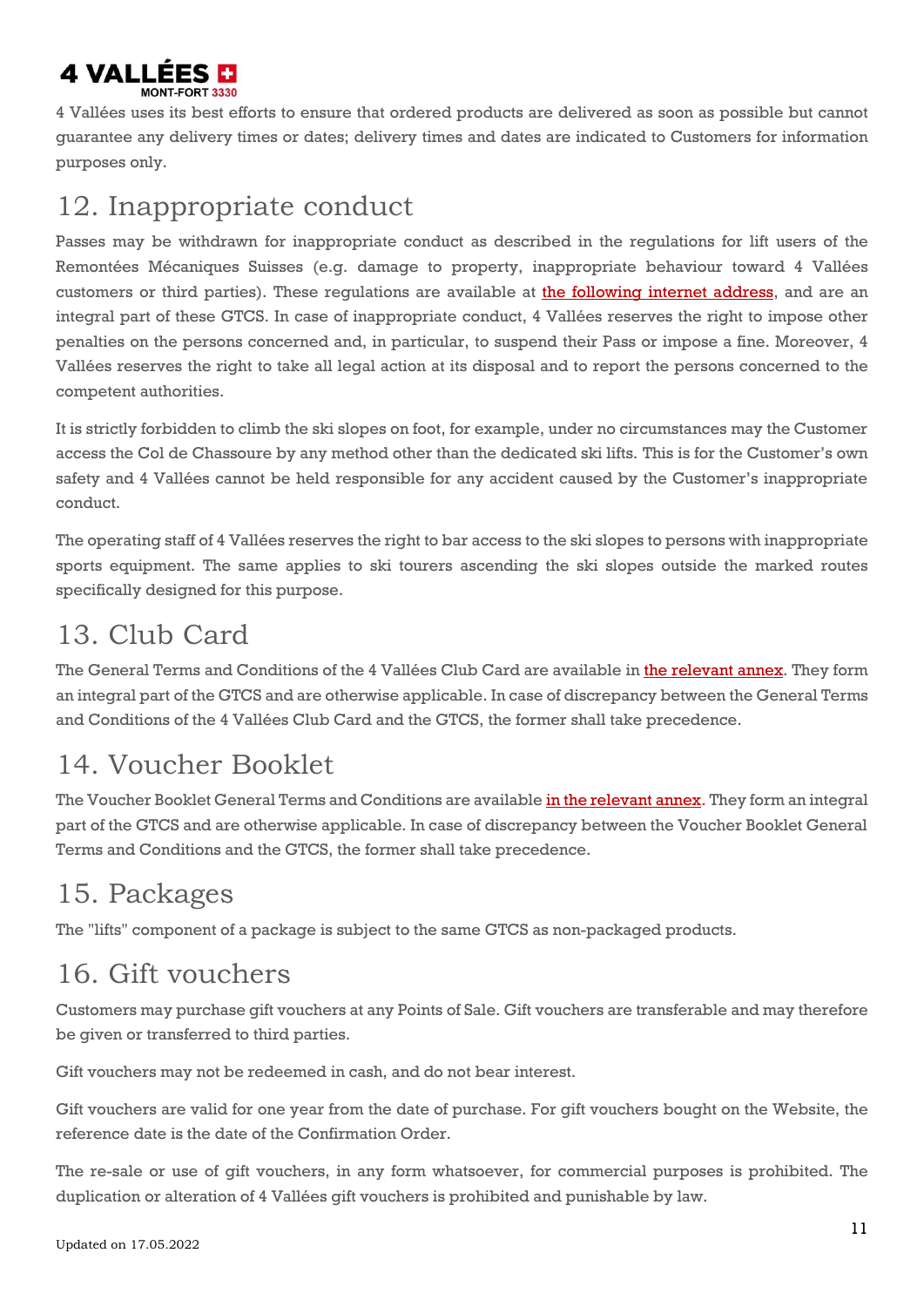4 Vallées uses its best efforts to ensure that ordered products are delivered as soon as possible but cannot guarantee any delivery times or dates; delivery times and dates are indicated to Customers for information purposes only.

# 12. Inappropriate conduct

Passes may be withdrawn for inappropriate conduct as described in the regulations for lift users of the Remontées Mécaniques Suisses (e.g. damage to property, inappropriate behaviour toward 4 Vallées customers or third parties). These regulations are available at the following internet address, and are an integral part of these GTCS. In case of inappropriate conduct, 4 Vallées reserves the right to impose other penalties on the persons concerned and, in particular, to suspend their Pass or impose a fine. Moreover, 4 Vallées reserves the right to take all legal action at its disposal and to report the persons concerned to the competent authorities.

It is strictly forbidden to climb the ski slopes on foot, for example, under no circumstances may the Customer access the Col de Chassoure by any method other than the dedicated ski lifts. This is for the Customer's own safety and 4 Vallées cannot be held responsible for any accident caused by the Customer's inappropriate conduct.

The operating staff of 4 Vallées reserves the right to bar access to the ski slopes to persons with inappropriate sports equipment. The same applies to ski tourers ascending the ski slopes outside the marked routes specifically designed for this purpose.

# 13. Club Card

The General Terms and Conditions of the 4 Vallées Club Card are available in the relevant annex. They form an integral part of the GTCS and are otherwise applicable. In case of discrepancy between the General Terms and Conditions of the 4 Vallées Club Card and the GTCS, the former shall take precedence.

# 14. Voucher Booklet

The Voucher Booklet General Terms and Conditions are available in the relevant annex. They form an integral part of the GTCS and are otherwise applicable. In case of discrepancy between the Voucher Booklet General Terms and Conditions and the GTCS, the former shall take precedence.

# 15. Packages

The "lifts" component of a package is subject to the same GTCS as non-packaged products.

# 16. Gift vouchers

Customers may purchase gift vouchers at any Points of Sale. Gift vouchers are transferable and may therefore be given or transferred to third parties.

Gift vouchers may not be redeemed in cash, and do not bear interest.

Gift vouchers are valid for one year from the date of purchase. For gift vouchers bought on the Website, the reference date is the date of the Confirmation Order.

The re-sale or use of gift vouchers, in any form whatsoever, for commercial purposes is prohibited. The duplication or alteration of 4 Vallées gift vouchers is prohibited and punishable by law.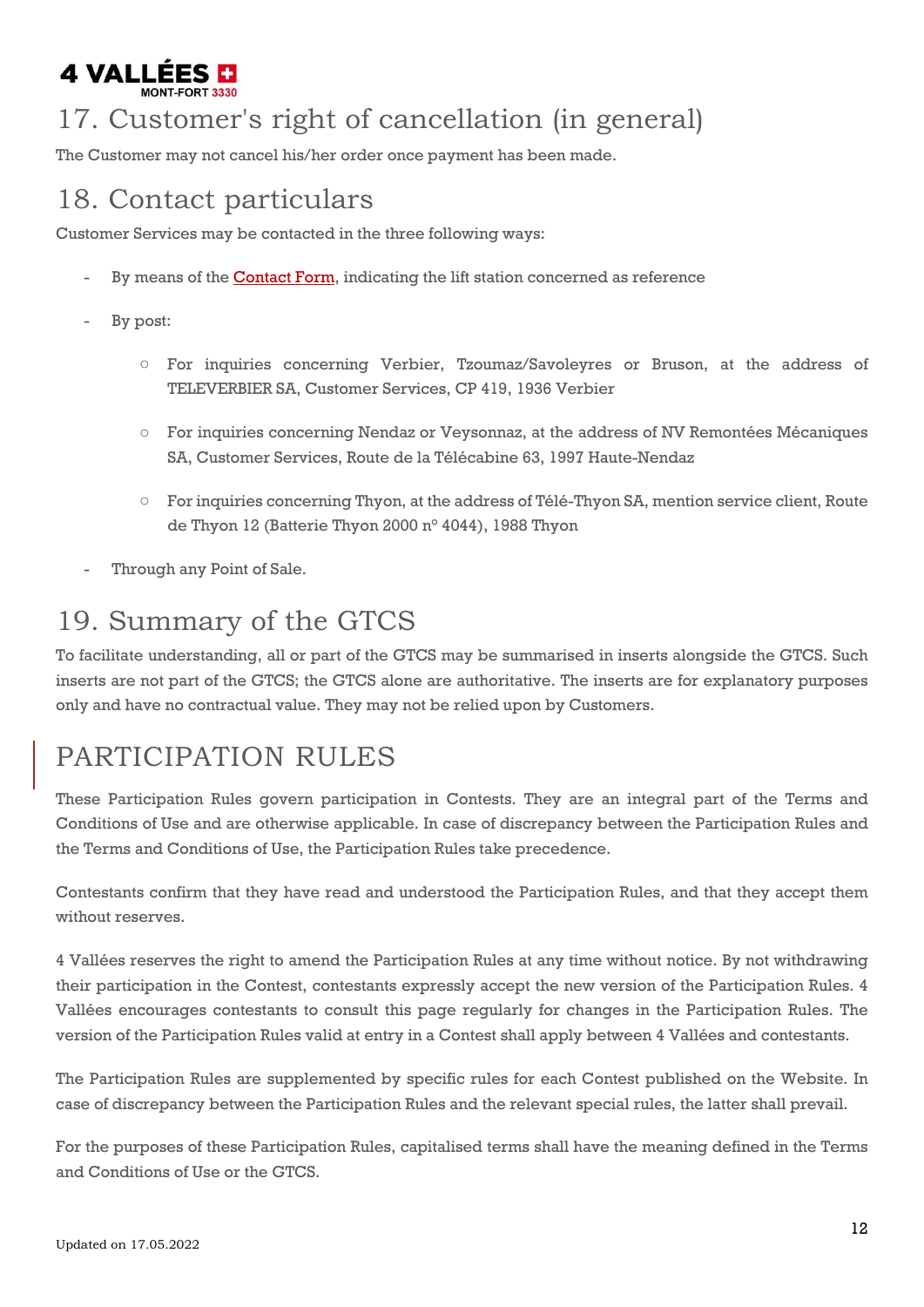## 17. Customer's right of cancellation (in general)

The Customer may not cancel his/her order once payment has been made.

## 18. Contact particulars

Customer Services may be contacted in the three following ways:

- By means of the Contact Form, indicating the lift station concerned as reference
- By post:
  - For inquiries concerning Verbier, Tzoumaz/Savoleyres or Bruson, at the address of TELEVERBIER SA, Customer Services, CP 419, 1936 Verbier
  - For inquiries concerning Nendaz or Veysonnaz, at the address of NV Remontées Mécaniques SA, Customer Services, Route de la Télécabine 63, 1997 Haute-Nendaz
  - For inquiries concerning Thyon, at the address of Télé-Thyon SA, mention service client, Route de Thyon 12 (Batterie Thyon 2000 n° 4044), 1988 Thyon
- Through any Point of Sale.

## 19. Summary of the GTCS

To facilitate understanding, all or part of the GTCS may be summarised in inserts alongside the GTCS. Such inserts are not part of the GTCS; the GTCS alone are authoritative. The inserts are for explanatory purposes only and have no contractual value. They may not be relied upon by Customers.

# PARTICIPATION RULES

These Participation Rules govern participation in Contests. They are an integral part of the Terms and Conditions of Use and are otherwise applicable. In case of discrepancy between the Participation Rules and the Terms and Conditions of Use, the Participation Rules take precedence.

Contestants confirm that they have read and understood the Participation Rules, and that they accept them without reserves.

4 Vallées reserves the right to amend the Participation Rules at any time without notice. By not withdrawing their participation in the Contest, contestants expressly accept the new version of the Participation Rules. 4 Vallées encourages contestants to consult this page regularly for changes in the Participation Rules. The version of the Participation Rules valid at entry in a Contest shall apply between 4 Vallées and contestants.

The Participation Rules are supplemented by specific rules for each Contest published on the Website. In case of discrepancy between the Participation Rules and the relevant special rules, the latter shall prevail.

For the purposes of these Participation Rules, capitalised terms shall have the meaning defined in the Terms and Conditions of Use or the GTCS.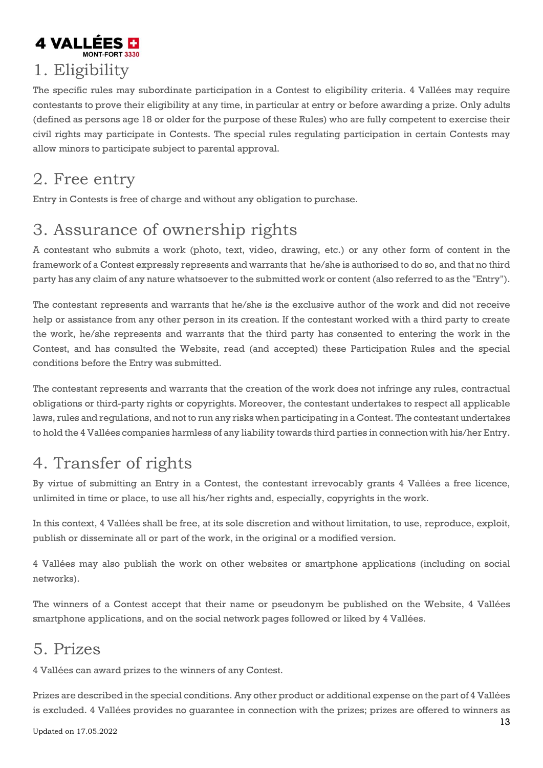# 1. Eligibility

The specific rules may subordinate participation in a Contest to eligibility criteria. 4 Vallées may require contestants to prove their eligibility at any time, in particular at entry or before awarding a prize. Only adults (defined as persons age 18 or older for the purpose of these Rules) who are fully competent to exercise their civil rights may participate in Contests. The special rules regulating participation in certain Contests may allow minors to participate subject to parental approval.

# 2. Free entry

Entry in Contests is free of charge and without any obligation to purchase.

# 3. Assurance of ownership rights

A contestant who submits a work (photo, text, video, drawing, etc.) or any other form of content in the framework of a Contest expressly represents and warrants that he/she is authorised to do so, and that no third party has any claim of any nature whatsoever to the submitted work or content (also referred to as the "Entry").

The contestant represents and warrants that he/she is the exclusive author of the work and did not receive help or assistance from any other person in its creation. If the contestant worked with a third party to create the work, he/she represents and warrants that the third party has consented to entering the work in the Contest, and has consulted the Website, read (and accepted) these Participation Rules and the special conditions before the Entry was submitted.

The contestant represents and warrants that the creation of the work does not infringe any rules, contractual obligations or third-party rights or copyrights. Moreover, the contestant undertakes to respect all applicable laws, rules and regulations, and not to run any risks when participating in a Contest. The contestant undertakes to hold the 4 Vallées companies harmless of any liability towards third parties in connection with his/her Entry.

# 4. Transfer of rights

By virtue of submitting an Entry in a Contest, the contestant irrevocably grants 4 Vallées a free licence, unlimited in time or place, to use all his/her rights and, especially, copyrights in the work.

In this context, 4 Vallées shall be free, at its sole discretion and without limitation, to use, reproduce, exploit, publish or disseminate all or part of the work, in the original or a modified version.

4 Vallées may also publish the work on other websites or smartphone applications (including on social networks).

The winners of a Contest accept that their name or pseudonym be published on the Website, 4 Vallées smartphone applications, and on the social network pages followed or liked by 4 Vallées.

# 5. Prizes

4 Vallées can award prizes to the winners of any Contest.

Prizes are described in the special conditions. Any other product or additional expense on the part of 4 Vallées is excluded. 4 Vallées provides no guarantee in connection with the prizes; prizes are offered to winners as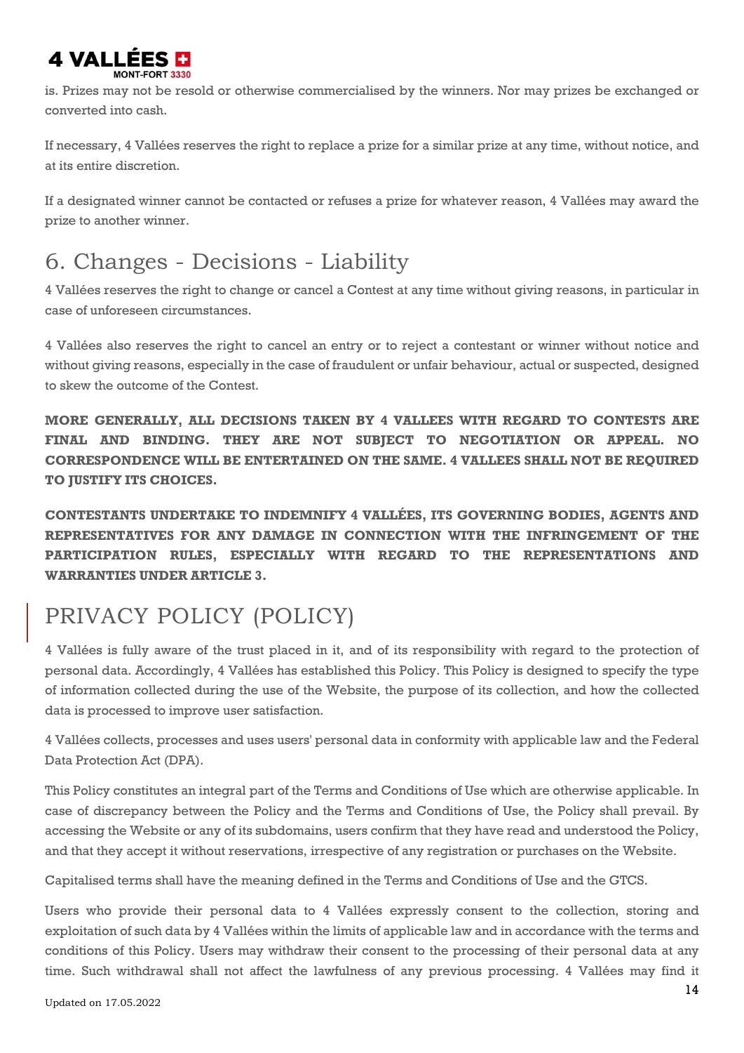is. Prizes may not be resold or otherwise commercialised by the winners. Nor may prizes be exchanged or converted into cash.

If necessary, 4 Vallées reserves the right to replace a prize for a similar prize at any time, without notice, and at its entire discretion.

If a designated winner cannot be contacted or refuses a prize for whatever reason, 4 Vallées may award the prize to another winner.

## 6. Changes - Decisions - Liability

4 Vallées reserves the right to change or cancel a Contest at any time without giving reasons, in particular in case of unforeseen circumstances.

4 Vallées also reserves the right to cancel an entry or to reject a contestant or winner without notice and without giving reasons, especially in the case of fraudulent or unfair behaviour, actual or suspected, designed to skew the outcome of the Contest.

**MORE GENERALLY, ALL DECISIONS TAKEN BY 4 VALLEES WITH REGARD TO CONTESTS ARE FINAL AND BINDING. THEY ARE NOT SUBJECT TO NEGOTIATION OR APPEAL. NO CORRESPONDENCE WILL BE ENTERTAINED ON THE SAME. 4 VALLEES SHALL NOT BE REQUIRED TO JUSTIFY ITS CHOICES.**

**CONTESTANTS UNDERTAKE TO INDEMNIFY 4 VALLÉES, ITS GOVERNING BODIES, AGENTS AND REPRESENTATIVES FOR ANY DAMAGE IN CONNECTION WITH THE INFRINGEMENT OF THE PARTICIPATION RULES, ESPECIALLY WITH REGARD TO THE REPRESENTATIONS AND WARRANTIES UNDER ARTICLE 3.**

# PRIVACY POLICY (POLICY)

4 Vallées is fully aware of the trust placed in it, and of its responsibility with regard to the protection of personal data. Accordingly, 4 Vallées has established this Policy. This Policy is designed to specify the type of information collected during the use of the Website, the purpose of its collection, and how the collected data is processed to improve user satisfaction.

4 Vallées collects, processes and uses users' personal data in conformity with applicable law and the Federal Data Protection Act (DPA).

This Policy constitutes an integral part of the Terms and Conditions of Use which are otherwise applicable. In case of discrepancy between the Policy and the Terms and Conditions of Use, the Policy shall prevail. By accessing the Website or any of its subdomains, users confirm that they have read and understood the Policy, and that they accept it without reservations, irrespective of any registration or purchases on the Website.

Capitalised terms shall have the meaning defined in the Terms and Conditions of Use and the GTCS.

Users who provide their personal data to 4 Vallées expressly consent to the collection, storing and exploitation of such data by 4 Vallées within the limits of applicable law and in accordance with the terms and conditions of this Policy. Users may withdraw their consent to the processing of their personal data at any time. Such withdrawal shall not affect the lawfulness of any previous processing. 4 Vallées may find it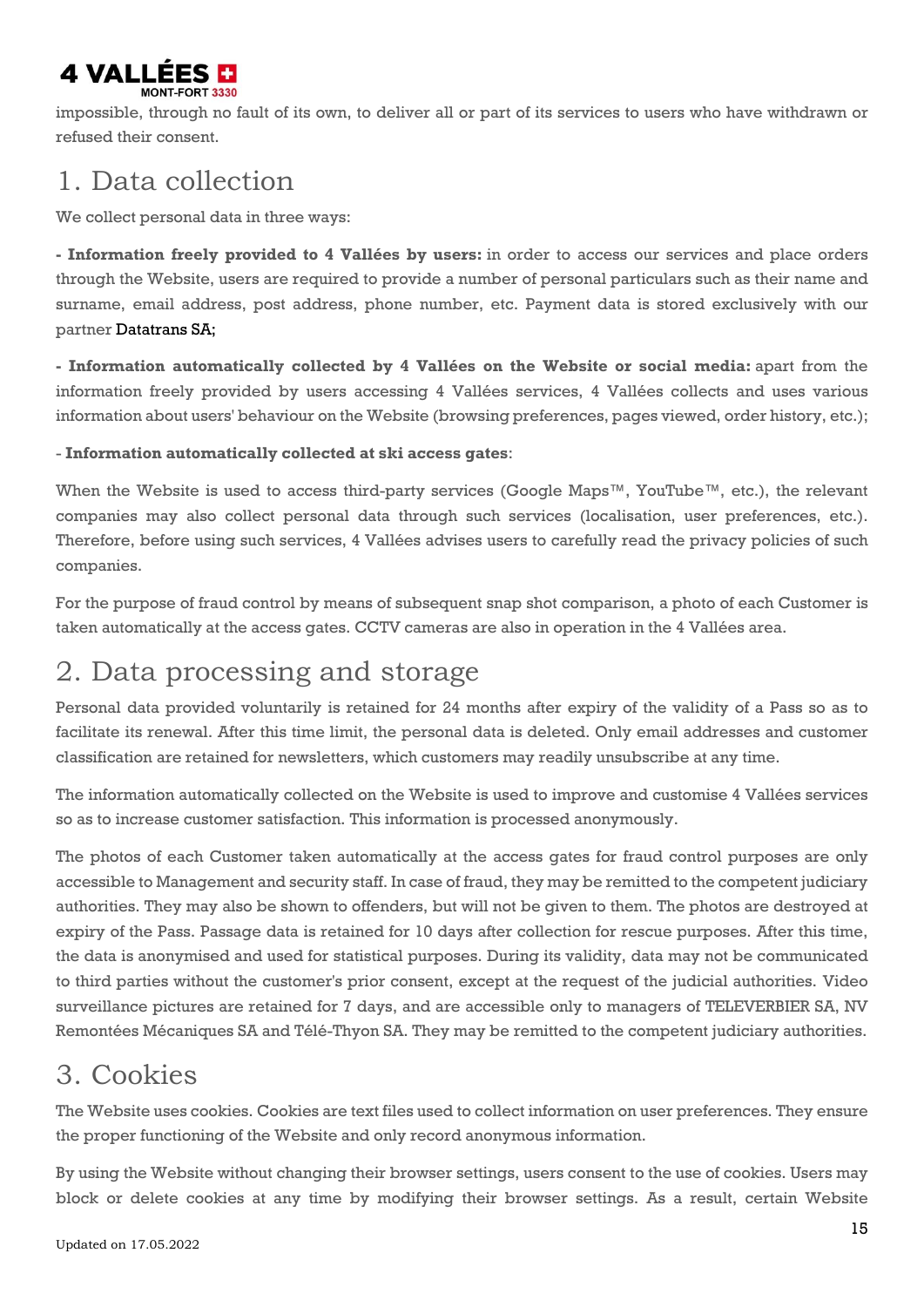impossible, through no fault of its own, to deliver all or part of its services to users who have withdrawn or refused their consent.

# 1. Data collection

We collect personal data in three ways:

**- Information freely provided to 4 Vallées by users:** in order to access our services and place orders through the Website, users are required to provide a number of personal particulars such as their name and surname, email address, post address, phone number, etc. Payment data is stored exclusively with our partner Datatrans SA;

**- Information automatically collected by 4 Vallées on the Website or social media:** apart from the information freely provided by users accessing 4 Vallées services, 4 Vallées collects and uses various information about users' behaviour on the Website (browsing preferences, pages viewed, order history, etc.);

- **Information automatically collected at ski access gates**:

When the Website is used to access third-party services (Google Maps™, YouTube™, etc.), the relevant companies may also collect personal data through such services (localisation, user preferences, etc.). Therefore, before using such services, 4 Vallées advises users to carefully read the privacy policies of such companies.

For the purpose of fraud control by means of subsequent snap shot comparison, a photo of each Customer is taken automatically at the access gates. CCTV cameras are also in operation in the 4 Vallées area.

# 2. Data processing and storage

Personal data provided voluntarily is retained for 24 months after expiry of the validity of a Pass so as to facilitate its renewal. After this time limit, the personal data is deleted. Only email addresses and customer classification are retained for newsletters, which customers may readily unsubscribe at any time.

The information automatically collected on the Website is used to improve and customise 4 Vallées services so as to increase customer satisfaction. This information is processed anonymously.

The photos of each Customer taken automatically at the access gates for fraud control purposes are only accessible to Management and security staff. In case of fraud, they may be remitted to the competent judiciary authorities. They may also be shown to offenders, but will not be given to them. The photos are destroyed at expiry of the Pass. Passage data is retained for 10 days after collection for rescue purposes. After this time, the data is anonymised and used for statistical purposes. During its validity, data may not be communicated to third parties without the customer's prior consent, except at the request of the judicial authorities. Video surveillance pictures are retained for 7 days, and are accessible only to managers of TELEVERBIER SA, NV Remontées Mécaniques SA and Télé-Thyon SA. They may be remitted to the competent judiciary authorities.

# 3. Cookies

The Website uses cookies. Cookies are text files used to collect information on user preferences. They ensure the proper functioning of the Website and only record anonymous information.

By using the Website without changing their browser settings, users consent to the use of cookies. Users may block or delete cookies at any time by modifying their browser settings. As a result, certain Website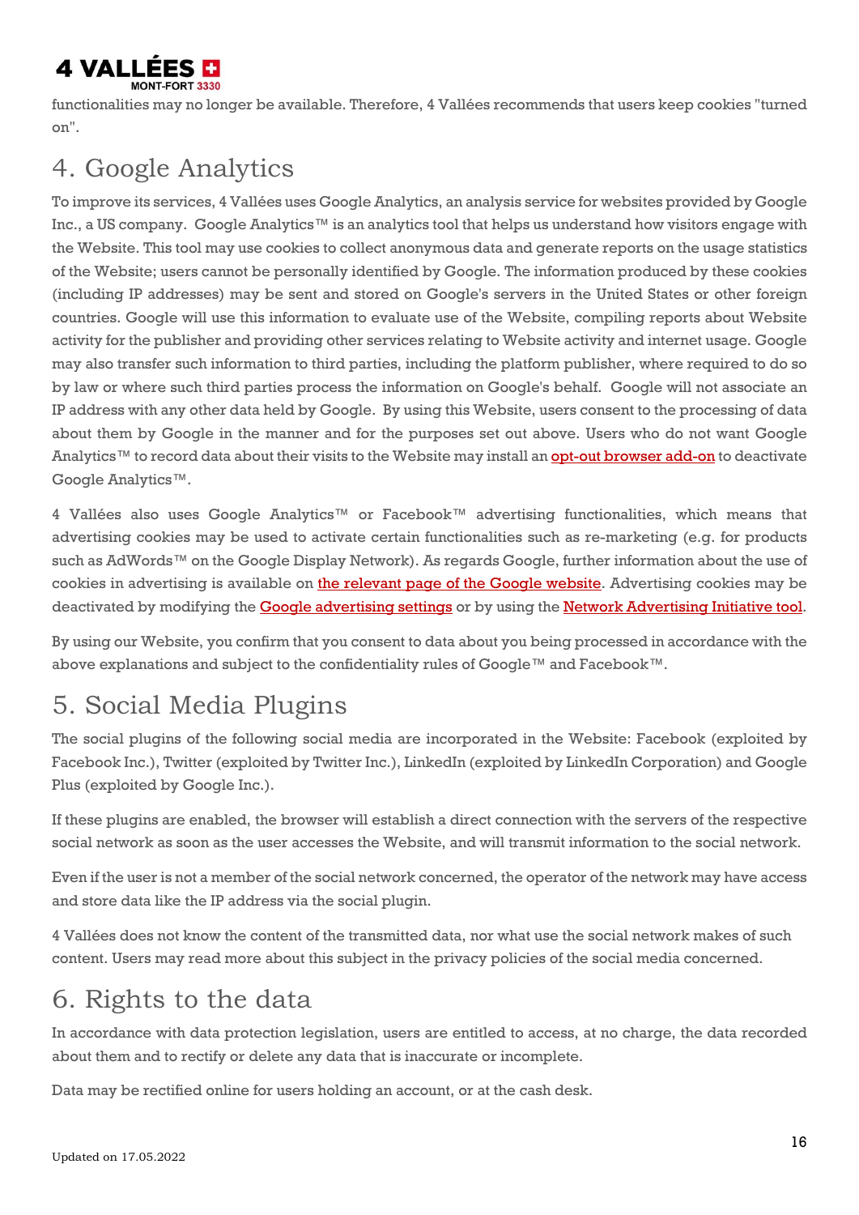functionalities may no longer be available. Therefore, 4 Vallées recommends that users keep cookies "turned on".

# 4. Google Analytics

To improve its services, 4 Vallées uses Google Analytics, an analysis service for websites provided by Google Inc., a US company. Google Analytics™ is an analytics tool that helps us understand how visitors engage with the Website. This tool may use cookies to collect anonymous data and generate reports on the usage statistics of the Website; users cannot be personally identified by Google. The information produced by these cookies (including IP addresses) may be sent and stored on Google's servers in the United States or other foreign countries. Google will use this information to evaluate use of the Website, compiling reports about Website activity for the publisher and providing other services relating to Website activity and internet usage. Google may also transfer such information to third parties, including the platform publisher, where required to do so by law or where such third parties process the information on Google's behalf. Google will not associate an IP address with any other data held by Google. By using this Website, users consent to the processing of data about them by Google in the manner and for the purposes set out above. Users who do not want Google Analytics™ to record data about their visits to the Website may install an opt-out browser add-on to deactivate Google Analytics™.

4 Vallées also uses Google Analytics™ or Facebook™ advertising functionalities, which means that advertising cookies may be used to activate certain functionalities such as re-marketing (e.g. for products such as AdWords™ on the Google Display Network). As regards Google, further information about the use of cookies in advertising is available on the relevant page of the Google website. Advertising cookies may be deactivated by modifying the Google advertising settings or by using the Network Advertising Initiative tool.

By using our Website, you confirm that you consent to data about you being processed in accordance with the above explanations and subject to the confidentiality rules of Google™ and Facebook™.

# 5. Social Media Plugins

The social plugins of the following social media are incorporated in the Website: Facebook (exploited by Facebook Inc.), Twitter (exploited by Twitter Inc.), LinkedIn (exploited by LinkedIn Corporation) and Google Plus (exploited by Google Inc.).

If these plugins are enabled, the browser will establish a direct connection with the servers of the respective social network as soon as the user accesses the Website, and will transmit information to the social network.

Even if the user is not a member of the social network concerned, the operator of the network may have access and store data like the IP address via the social plugin.

4 Vallées does not know the content of the transmitted data, nor what use the social network makes of such content. Users may read more about this subject in the privacy policies of the social media concerned.

# 6. Rights to the data

In accordance with data protection legislation, users are entitled to access, at no charge, the data recorded about them and to rectify or delete any data that is inaccurate or incomplete.

Data may be rectified online for users holding an account, or at the cash desk.

Updated on 17.05.2022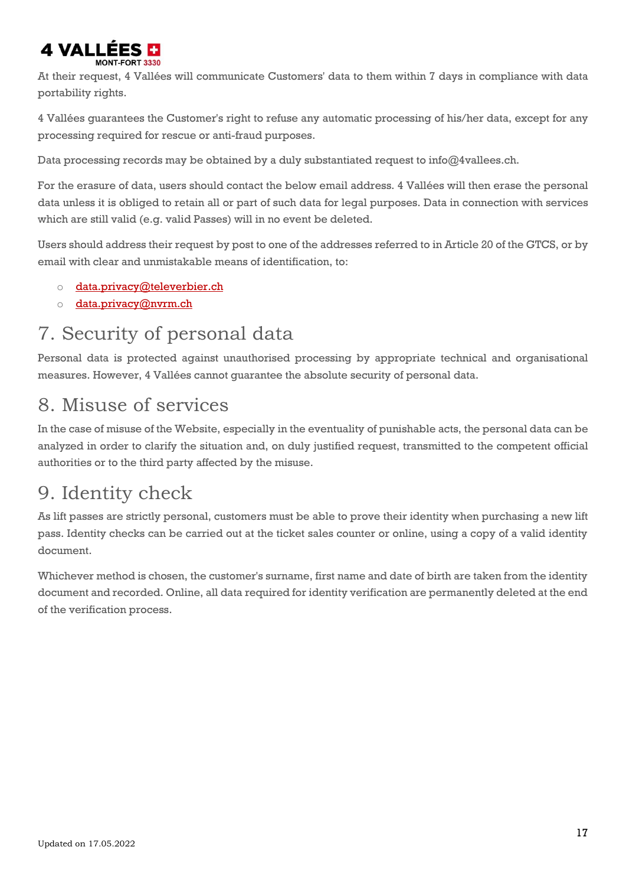At their request, 4 Vallées will communicate Customers' data to them within 7 days in compliance with data portability rights.

4 Vallées guarantees the Customer's right to refuse any automatic processing of his/her data, except for any processing required for rescue or anti-fraud purposes.

Data processing records may be obtained by a duly substantiated request to info@4vallees.ch.

For the erasure of data, users should contact the below email address. 4 Vallées will then erase the personal data unless it is obliged to retain all or part of such data for legal purposes. Data in connection with services which are still valid (e.g. valid Passes) will in no event be deleted.

Users should address their request by post to one of the addresses referred to in Article 20 of the GTCS, or by email with clear and unmistakable means of identification, to:

- data.privacy@televerbier.ch
- data.privacy@nvrm.ch

# 7. Security of personal data

Personal data is protected against unauthorised processing by appropriate technical and organisational measures. However, 4 Vallées cannot guarantee the absolute security of personal data.

# 8. Misuse of services

In the case of misuse of the Website, especially in the eventuality of punishable acts, the personal data can be analyzed in order to clarify the situation and, on duly justified request, transmitted to the competent official authorities or to the third party affected by the misuse.

# 9. Identity check

As lift passes are strictly personal, customers must be able to prove their identity when purchasing a new lift pass. Identity checks can be carried out at the ticket sales counter or online, using a copy of a valid identity document.

Whichever method is chosen, the customer's surname, first name and date of birth are taken from the identity document and recorded. Online, all data required for identity verification are permanently deleted at the end of the verification process.